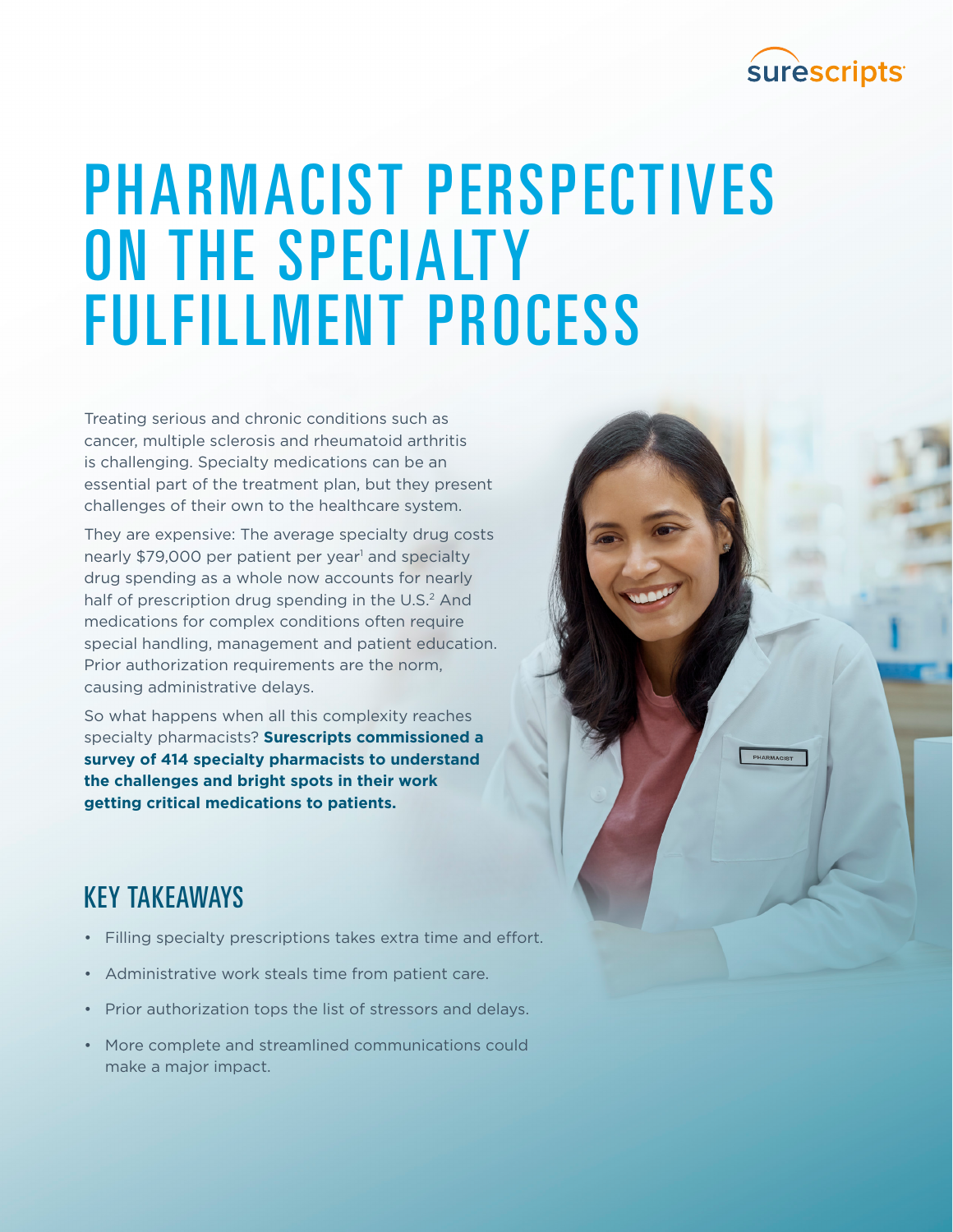surescripts

# PHARMACIST PERSPECTIVES ON THE SPECIALTY FULFILLMENT PROCESS

Treating serious and chronic conditions such as cancer, multiple sclerosis and rheumatoid arthritis is challenging. Specialty medications can be an essential part of the treatment plan, but they present challenges of their own to the healthcare system.

They are expensive: The average specialty drug costs nearly $79,000 per patient per year[1] and specialty drug spending as a whole now accounts for nearly half of prescription drug spending in the U.S.[2] And medications for complex conditions often require special handling, management and patient education. Prior authorization requirements are the norm, causing administrative delays.

So what happens when all this complexity reaches specialty pharmacists? **Surescripts commissioned a survey of 414 specialty pharmacists to understand the challenges and bright spots in their work getting critical medications to patients.**

## KEY TAKEAWAYS

- Filling specialty prescriptions takes extra time and effort.
- Administrative work steals time from patient care.
- Prior authorization tops the list of stressors and delays.
- More complete and streamlined communications could make a major impact.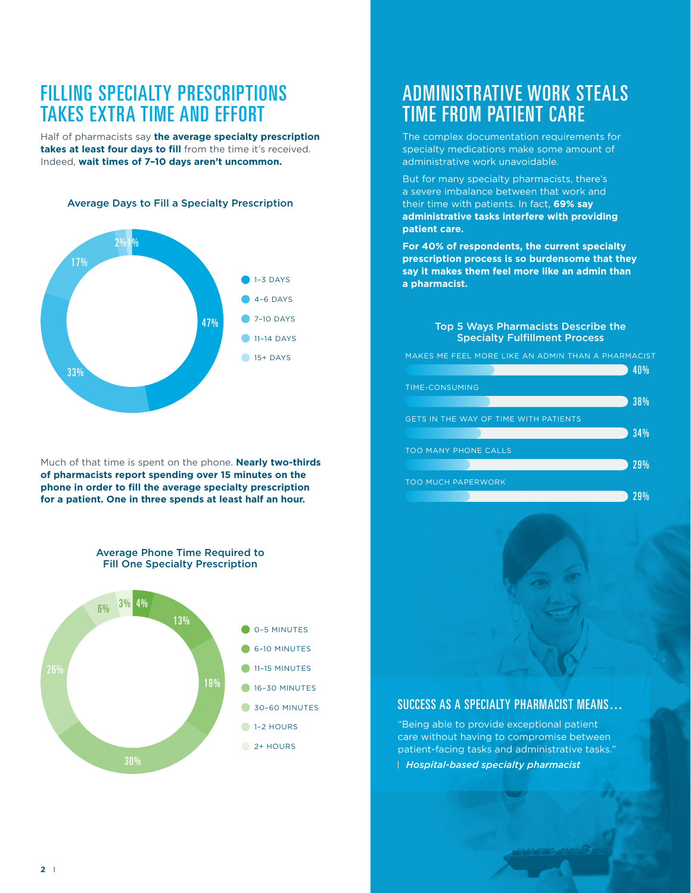## FILLING SPECIALTY PRESCRIPTIONS TAKES EXTRA TIME AND EFFORT

Half of pharmacists say **the average specialty prescription takes at least four days to fill** from the time it's received. Indeed, **wait times of 7–10 days aren't uncommon.**

Average Days to Fill a Specialty Prescription

47%
33%
17%
2%
1%

1–3 DAYS
4–6 DAYS
7–10 DAYS
11–14 DAYS
15+ DAYS

Much of that time is spent on the phone. **Nearly two-thirds of pharmacists report spending over 15 minutes on the phone in order to fill the average specialty prescription for a patient. One in three spends at least half an hour.**

Average Phone Time Required to Fill One Specialty Prescription

4%
13%
18%
30%
26%
6%
3%

0–5 MINUTES
6–10 MINUTES
11–15 MINUTES
16–30 MINUTES
30–60 MINUTES
1–2 HOURS
2+ HOURS

## ADMINISTRATIVE WORK STEALS TIME FROM PATIENT CARE

The complex documentation requirements for specialty medications make some amount of administrative work unavoidable.

But for many specialty pharmacists, there's a severe imbalance between that work and their time with patients. In fact, **69% say administrative tasks interfere with providing patient care.**

**For 40% of respondents, the current specialty prescription process is so burdensome that they say it makes them feel more like an admin than a pharmacist.**

Top 5 Ways Pharmacists Describe the Specialty Fulfillment Process

MAKES ME FEEL MORE LIKE AN ADMIN THAN A PHARMACIST 40%
TIME-CONSUMING 38%
GETS IN THE WAY OF TIME WITH PATIENTS 34%
TOO MANY PHONE CALLS 29%
TOO MUCH PAPERWORK 29%

### SUCCESS AS A SPECIALTY PHARMACIST MEANS...

"Being able to provide exceptional patient care without having to compromise between patient-facing tasks and administrative tasks."

| *Hospital-based specialty pharmacist*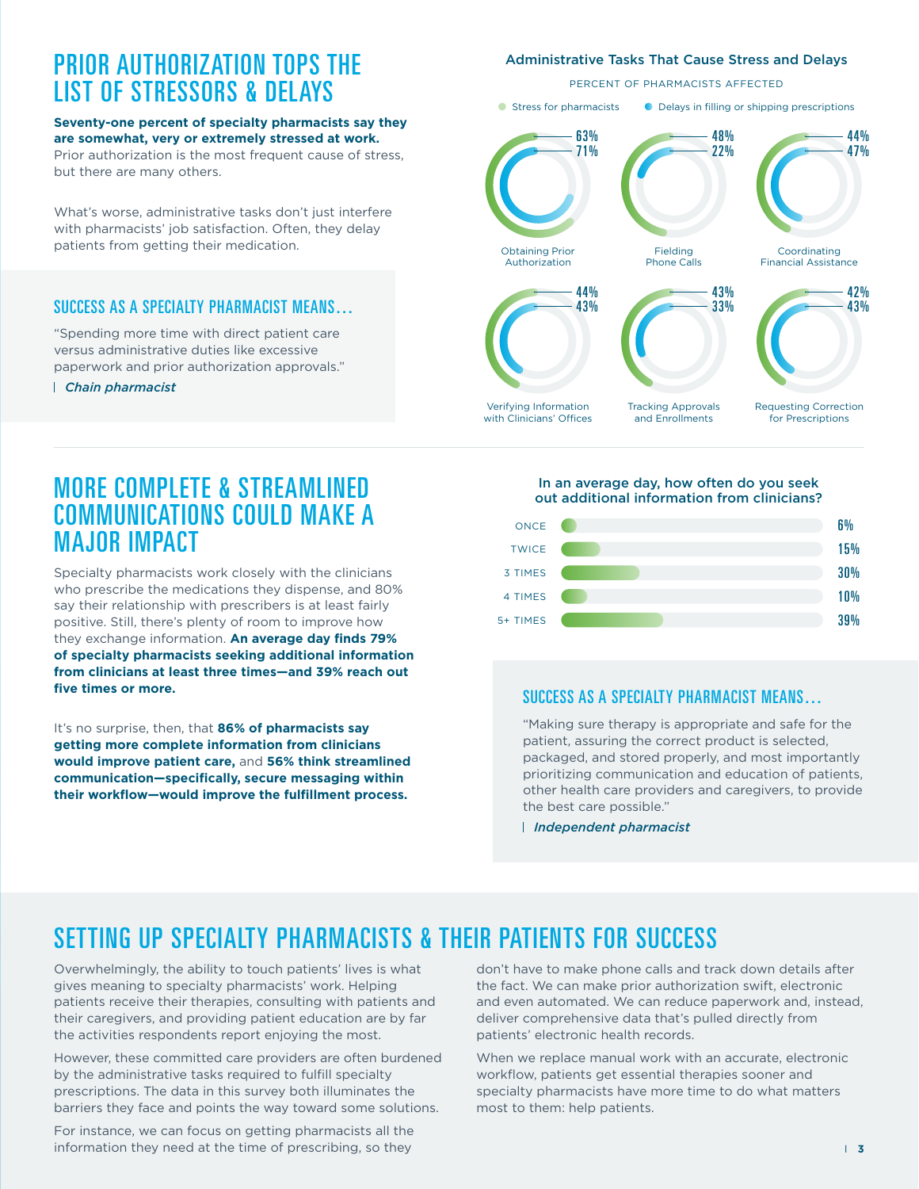# PRIOR AUTHORIZATION TOPS THE LIST OF STRESSORS & DELAYS

**Seventy-one percent of specialty pharmacists say they are somewhat, very or extremely stressed at work.** Prior authorization is the most frequent cause of stress, but there are many others.

What's worse, administrative tasks don't just interfere with pharmacists' job satisfaction. Often, they delay patients from getting their medication.

### SUCCESS AS A SPECIALTY PHARMACIST MEANS…

"Spending more time with direct patient care versus administrative duties like excessive paperwork and prior authorization approvals."

*Chain pharmacist*

**Administrative Tasks That Cause Stress and Delays**

PERCENT OF PHARMACISTS AFFECTED

Stress for pharmacists
Delays in filling or shipping prescriptions

63%
71%
Obtaining Prior Authorization

48%
22%
Fielding Phone Calls

44%
47%
Coordinating Financial Assistance

44%
43%
Verifying Information with Clinicians' Offices

43%
33%
Tracking Approvals and Enrollments

42%
43%
Requesting Correction for Prescriptions

# MORE COMPLETE & STREAMLINED COMMUNICATIONS COULD MAKE A MAJOR IMPACT

Specialty pharmacists work closely with the clinicians who prescribe the medications they dispense, and 80% say their relationship with prescribers is at least fairly positive. Still, there's plenty of room to improve how they exchange information. **An average day finds 79% of specialty pharmacists seeking additional information from clinicians at least three times—and 39% reach out five times or more.**

It's no surprise, then, that **86% of pharmacists say getting more complete information from clinicians would improve patient care,** and **56% think streamlined communication—specifically, secure messaging within their workflow—would improve the fulfillment process.**

**In an average day, how often do you seek out additional information from clinicians?**

ONCE 6%
TWICE 15%
3 TIMES 30%
4 TIMES 10%
5+ TIMES 39%

### SUCCESS AS A SPECIALTY PHARMACIST MEANS…

"Making sure therapy is appropriate and safe for the patient, assuring the correct product is selected, packaged, and stored properly, and most importantly prioritizing communication and education of patients, other health care providers and caregivers, to provide the best care possible."

*Independent pharmacist*

# SETTING UP SPECIALTY PHARMACISTS & THEIR PATIENTS FOR SUCCESS

Overwhelmingly, the ability to touch patients' lives is what gives meaning to specialty pharmacists' work. Helping patients receive their therapies, consulting with patients and their caregivers, and providing patient education are by far the activities respondents report enjoying the most.

However, these committed care providers are often burdened by the administrative tasks required to fulfill specialty prescriptions. The data in this survey both illuminates the barriers they face and points the way toward some solutions.

For instance, we can focus on getting pharmacists all the information they need at the time of prescribing, so they don't have to make phone calls and track down details after the fact. We can make prior authorization swift, electronic and even automated. We can reduce paperwork and, instead, deliver comprehensive data that's pulled directly from patients' electronic health records.

When we replace manual work with an accurate, electronic workflow, patients get essential therapies sooner and specialty pharmacists have more time to do what matters most to them: help patients.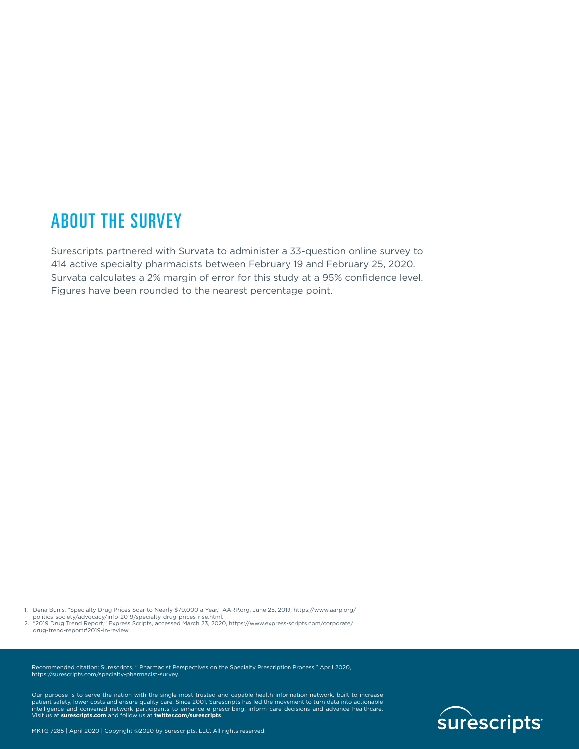## ABOUT THE SURVEY

Surescripts partnered with Survata to administer a 33-question online survey to 414 active specialty pharmacists between February 19 and February 25, 2020. Survata calculates a 2% margin of error for this study at a 95% confidence level. Figures have been rounded to the nearest percentage point.

1. Dena Bunis, "Specialty Drug Prices Soar to Nearly $79,000 a Year," AARP.org, June 25, 2019, https://www.aarp.org/politics-society/advocacy/info-2019/specialty-drug-prices-rise.html.
2. "2019 Drug Trend Report," Express Scripts, accessed March 23, 2020, https://www.express-scripts.com/corporate/drug-trend-report#2019-in-review.

Recommended citation: Surescripts, " Pharmacist Perspectives on the Specialty Prescription Process," April 2020, https://surescripts.com/specialty-pharmacist-survey.

Our purpose is to serve the nation with the single most trusted and capable health information network, built to increase patient safety, lower costs and ensure quality care. Since 2001, Surescripts has led the movement to turn data into actionable intelligence and convened network participants to enhance e-prescribing, inform care decisions and advance healthcare. Visit us at **surescripts.com** and follow us at **twitter.com/surescripts**.

surescripts

MKTG 7285 | April 2020 | Copyright ©2020 by Surescripts, LLC. All rights reserved.